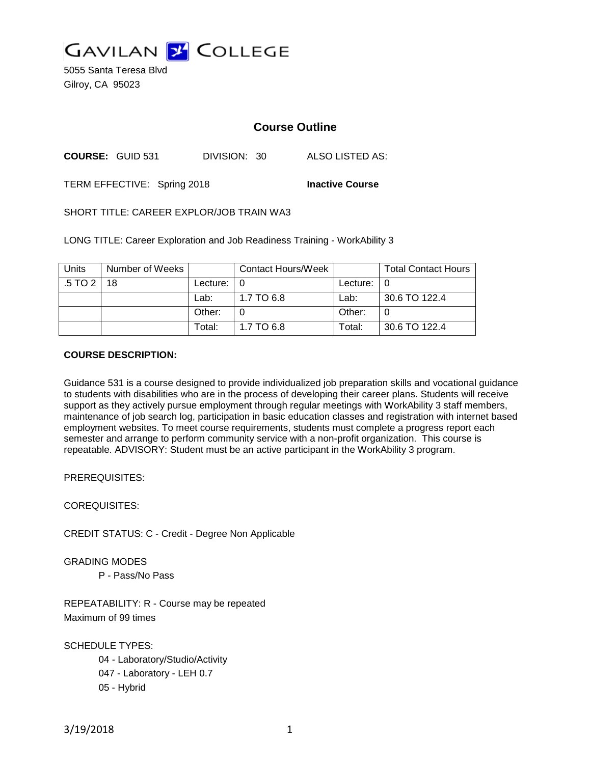GAVILAN COLLEGE

5055 Santa Teresa Blvd
Gilroy, CA 95023

# Course Outline

**COURSE:** GUID 531 DIVISION: 30 ALSO LISTED AS:

TERM EFFECTIVE: Spring 2018 **Inactive Course**

SHORT TITLE: CAREER EXPLOR/JOB TRAIN WA3

LONG TITLE: Career Exploration and Job Readiness Training - WorkAbility 3

| Units | Number of Weeks | | Contact Hours/Week | | Total Contact Hours |
|---|---|---|---|---|---|
| .5 TO 2 | 18 | Lecture: | 0 | Lecture: | 0 |
| | | Lab: | 1.7 TO 6.8 | Lab: | 30.6 TO 122.4 |
| | | Other: | 0 | Other: | 0 |
| | | Total: | 1.7 TO 6.8 | Total: | 30.6 TO 122.4 |

**COURSE DESCRIPTION:**

Guidance 531 is a course designed to provide individualized job preparation skills and vocational guidance to students with disabilities who are in the process of developing their career plans. Students will receive support as they actively pursue employment through regular meetings with WorkAbility 3 staff members, maintenance of job search log, participation in basic education classes and registration with internet based employment websites. To meet course requirements, students must complete a progress report each semester and arrange to perform community service with a non-profit organization. This course is repeatable. ADVISORY: Student must be an active participant in the WorkAbility 3 program.

PREREQUISITES:

COREQUISITES:

CREDIT STATUS: C - Credit - Degree Non Applicable

GRADING MODES

P - Pass/No Pass

REPEATABILITY: R - Course may be repeated
Maximum of 99 times

SCHEDULE TYPES:

04 - Laboratory/Studio/Activity
047 - Laboratory - LEH 0.7
05 - Hybrid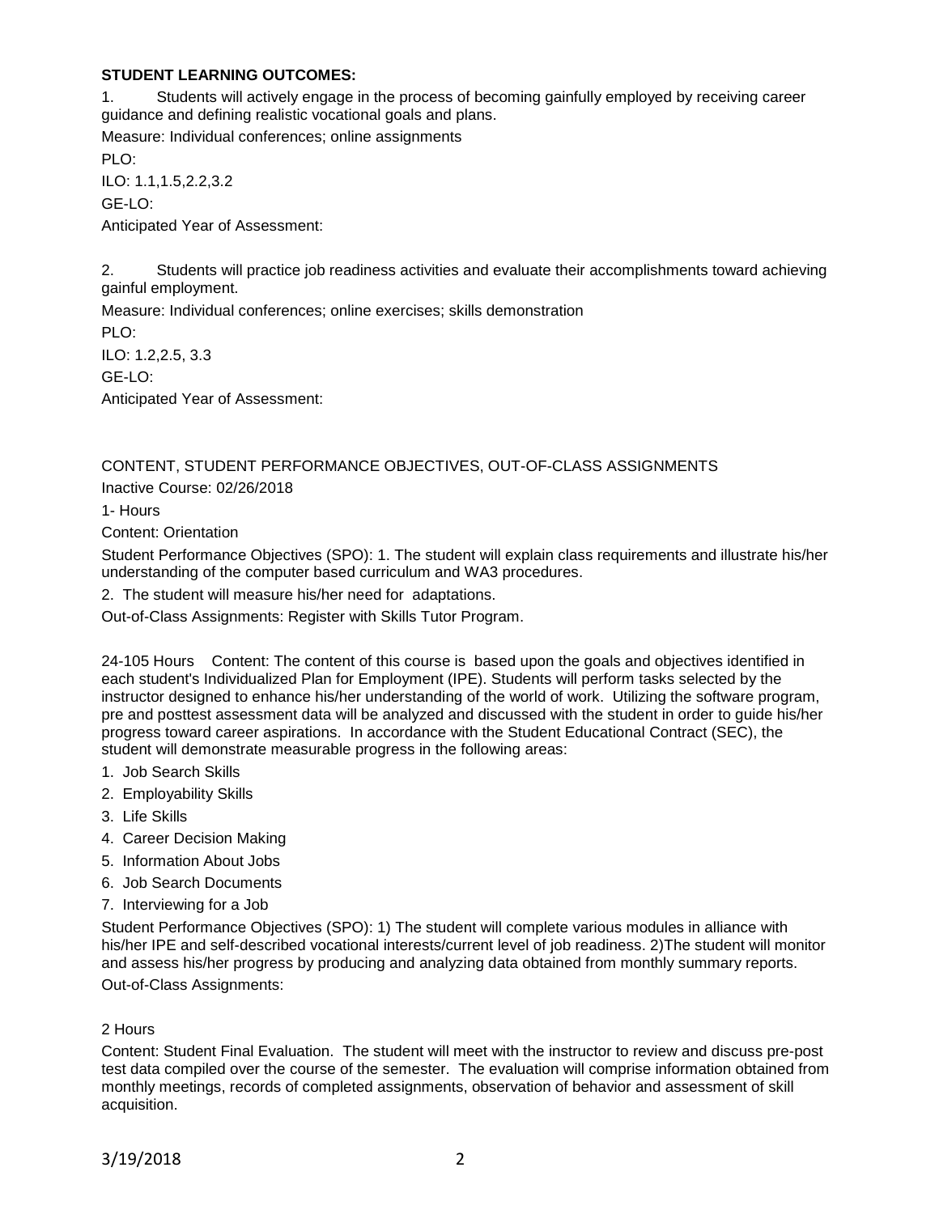**STUDENT LEARNING OUTCOMES:**

1. Students will actively engage in the process of becoming gainfully employed by receiving career guidance and defining realistic vocational goals and plans.

Measure: Individual conferences; online assignments

PLO:

ILO: 1.1,1.5,2.2,3.2

GE-LO:

Anticipated Year of Assessment:

2. Students will practice job readiness activities and evaluate their accomplishments toward achieving gainful employment.

Measure: Individual conferences; online exercises; skills demonstration

PLO:

ILO: 1.2,2.5, 3.3

GE-LO:

Anticipated Year of Assessment:

CONTENT, STUDENT PERFORMANCE OBJECTIVES, OUT-OF-CLASS ASSIGNMENTS

Inactive Course: 02/26/2018

1- Hours

Content: Orientation

Student Performance Objectives (SPO): 1. The student will explain class requirements and illustrate his/her understanding of the computer based curriculum and WA3 procedures.

2. The student will measure his/her need for adaptations.

Out-of-Class Assignments: Register with Skills Tutor Program.

24-105 Hours Content: The content of this course is based upon the goals and objectives identified in each student's Individualized Plan for Employment (IPE). Students will perform tasks selected by the instructor designed to enhance his/her understanding of the world of work. Utilizing the software program, pre and posttest assessment data will be analyzed and discussed with the student in order to guide his/her progress toward career aspirations. In accordance with the Student Educational Contract (SEC), the student will demonstrate measurable progress in the following areas:

1. Job Search Skills
2. Employability Skills
3. Life Skills
4. Career Decision Making
5. Information About Jobs
6. Job Search Documents
7. Interviewing for a Job

Student Performance Objectives (SPO): 1) The student will complete various modules in alliance with his/her IPE and self-described vocational interests/current level of job readiness. 2)The student will monitor and assess his/her progress by producing and analyzing data obtained from monthly summary reports.

Out-of-Class Assignments:

2 Hours

Content: Student Final Evaluation. The student will meet with the instructor to review and discuss pre-post test data compiled over the course of the semester. The evaluation will comprise information obtained from monthly meetings, records of completed assignments, observation of behavior and assessment of skill acquisition.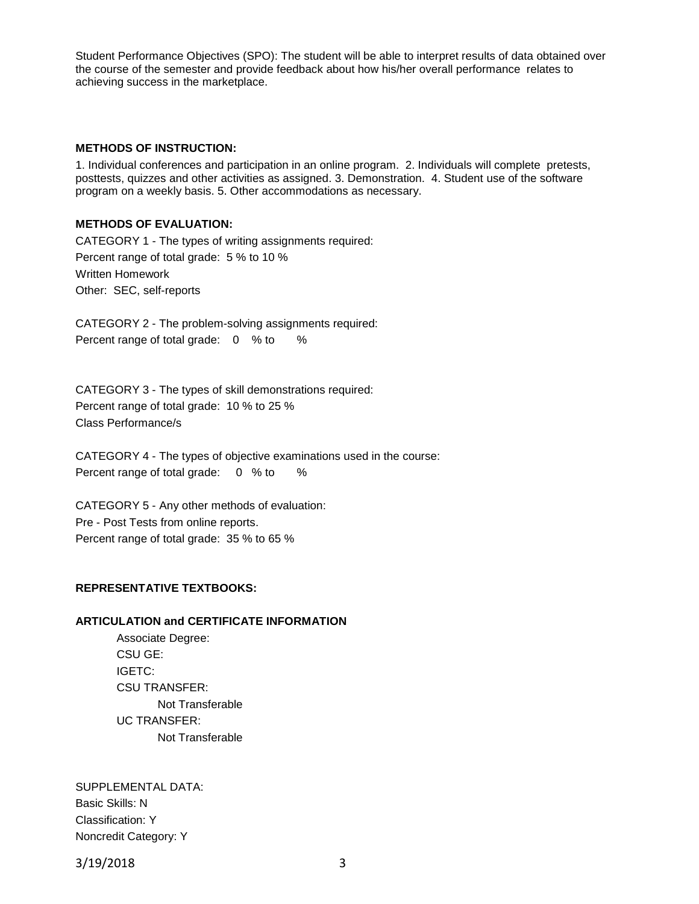Student Performance Objectives (SPO): The student will be able to interpret results of data obtained over the course of the semester and provide feedback about how his/her overall performance relates to achieving success in the marketplace.

**METHODS OF INSTRUCTION:**

1. Individual conferences and participation in an online program. 2. Individuals will complete pretests, posttests, quizzes and other activities as assigned. 3. Demonstration. 4. Student use of the software program on a weekly basis. 5. Other accommodations as necessary.

**METHODS OF EVALUATION:**

CATEGORY 1 - The types of writing assignments required:
Percent range of total grade: 5 % to 10 %
Written Homework
Other: SEC, self-reports

CATEGORY 2 - The problem-solving assignments required:
Percent range of total grade: 0 % to %

CATEGORY 3 - The types of skill demonstrations required:
Percent range of total grade: 10 % to 25 %
Class Performance/s

CATEGORY 4 - The types of objective examinations used in the course:
Percent range of total grade: 0 % to %

CATEGORY 5 - Any other methods of evaluation:
Pre - Post Tests from online reports.
Percent range of total grade: 35 % to 65 %

**REPRESENTATIVE TEXTBOOKS:**

**ARTICULATION and CERTIFICATE INFORMATION**

Associate Degree:
CSU GE:
IGETC:
CSU TRANSFER:
Not Transferable
UC TRANSFER:
Not Transferable

SUPPLEMENTAL DATA:
Basic Skills: N
Classification: Y
Noncredit Category: Y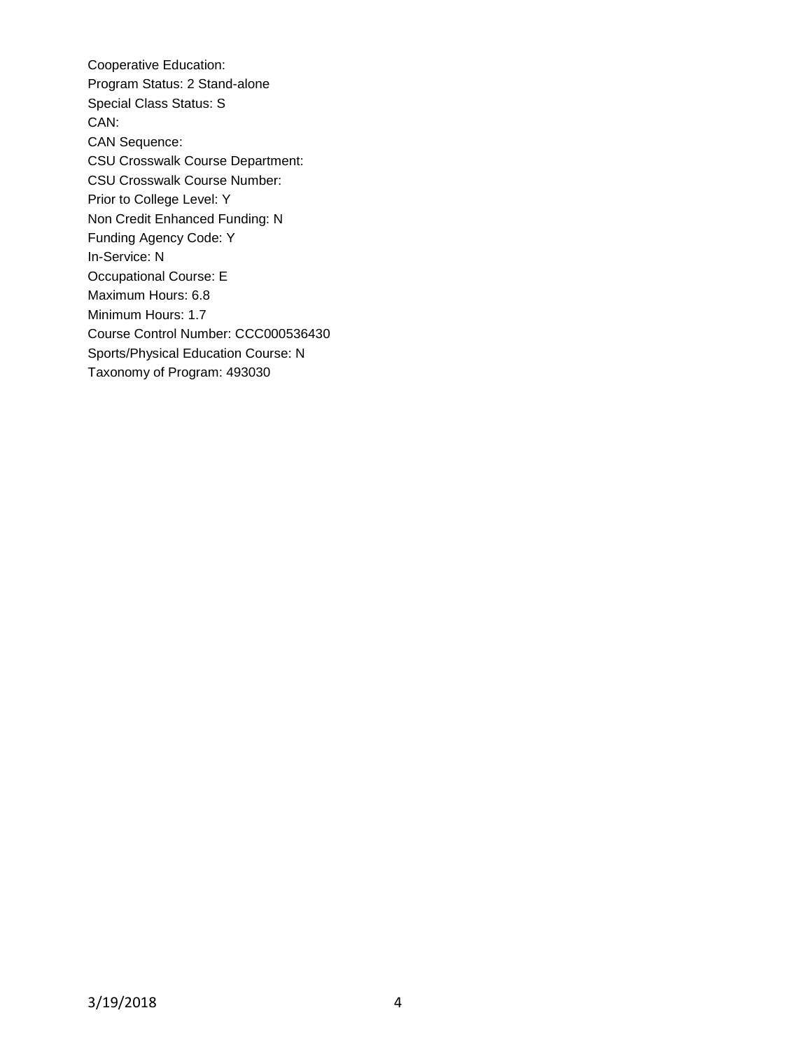Cooperative Education:
Program Status: 2 Stand-alone
Special Class Status: S
CAN:
CAN Sequence:
CSU Crosswalk Course Department:
CSU Crosswalk Course Number:
Prior to College Level: Y
Non Credit Enhanced Funding: N
Funding Agency Code: Y
In-Service: N
Occupational Course: E
Maximum Hours: 6.8
Minimum Hours: 1.7
Course Control Number: CCC000536430
Sports/Physical Education Course: N
Taxonomy of Program: 493030